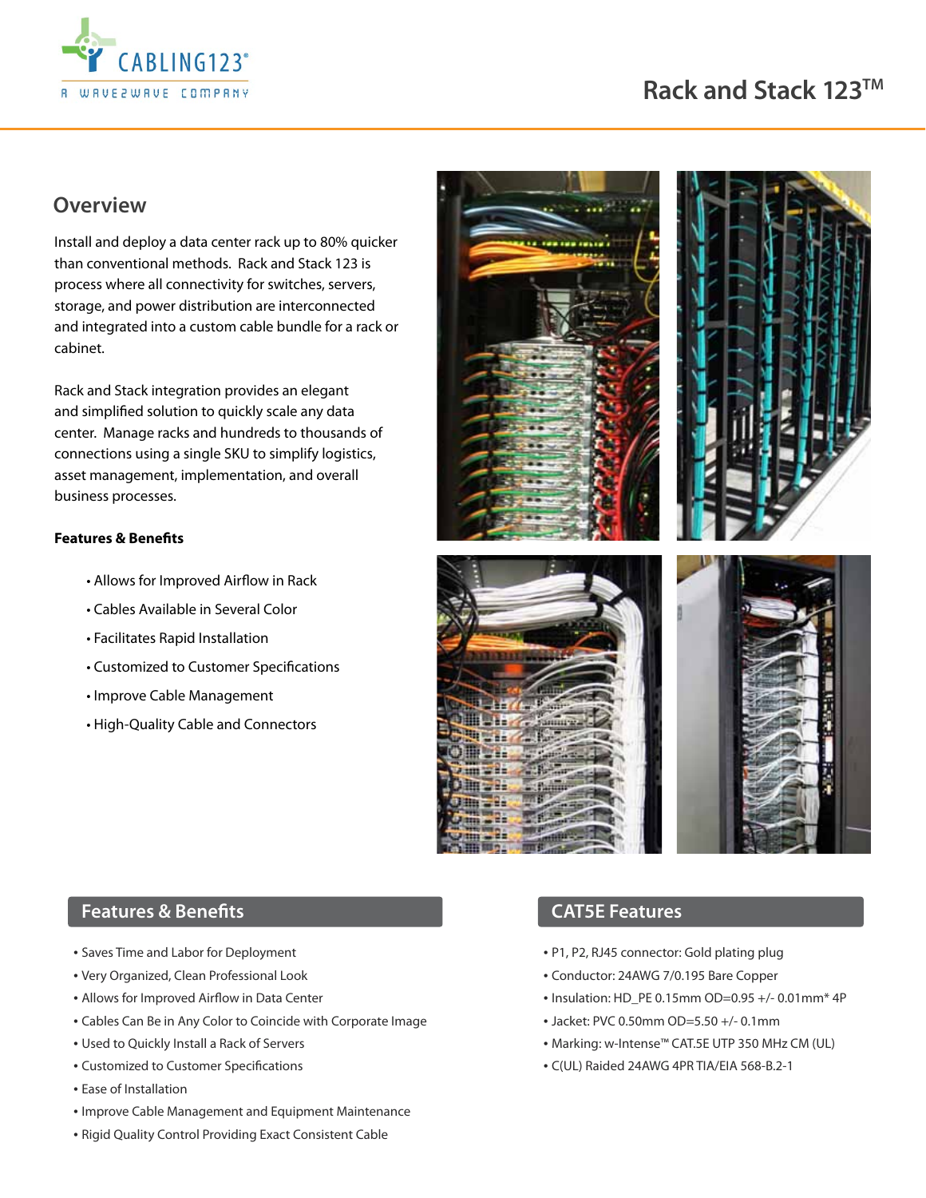CABLING123®

A WAVE2WAVE COMPANY

# Rack and Stack 123™

## Overview

Install and deploy a data center rack up to 80% quicker than conventional methods. Rack and Stack 123 is process where all connectivity for switches, servers, storage, and power distribution are interconnected and integrated into a custom cable bundle for a rack or cabinet.

Rack and Stack integration provides an elegant and simplified solution to quickly scale any data center. Manage racks and hundreds to thousands of connections using a single SKU to simplify logistics, asset management, implementation, and overall business processes.

**Features & Benefits**

- Allows for Improved Airflow in Rack
- Cables Available in Several Color
- Facilitates Rapid Installation
- Customized to Customer Specifications
- Improve Cable Management
- High-Quality Cable and Connectors

## Features & Benefits

- Saves Time and Labor for Deployment
- Very Organized, Clean Professional Look
- Allows for Improved Airflow in Data Center
- Cables Can Be in Any Color to Coincide with Corporate Image
- Used to Quickly Install a Rack of Servers
- Customized to Customer Specifications
- Ease of Installation
- Improve Cable Management and Equipment Maintenance
- Rigid Quality Control Providing Exact Consistent Cable

## CAT5E Features

- P1, P2, RJ45 connector: Gold plating plug
- Conductor: 24AWG 7/0.195 Bare Copper
- Insulation: HD_PE 0.15mm OD=0.95 +/- 0.01mm* 4P
- Jacket: PVC 0.50mm OD=5.50 +/- 0.1mm
- Marking: w-Intense™ CAT.5E UTP 350 MHz CM (UL)
- C(UL) Raided 24AWG 4PR TIA/EIA 568-B.2-1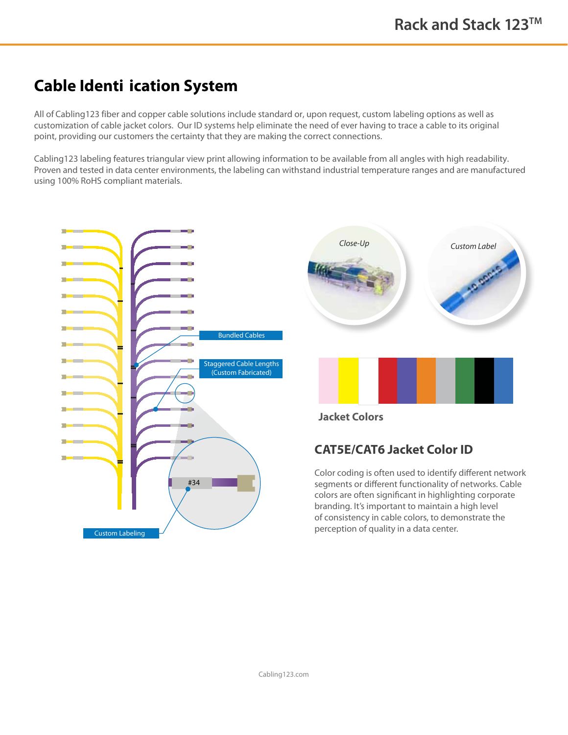## Cable Identi ication System

All of Cabling123 fiber and copper cable solutions include standard or, upon request, custom labeling options as well as customization of cable jacket colors. Our ID systems help eliminate the need of ever having to trace a cable to its original point, providing our customers the certainty that they are making the correct connections.

Cabling123 labeling features triangular view print allowing information to be available from all angles with high readability. Proven and tested in data center environments, the labeling can withstand industrial temperature ranges and are manufactured using 100% RoHS compliant materials.

Bundled Cables

Staggered Cable Lengths (Custom Fabricated)

#34

Custom Labeling

*Close-Up*

*Custom Label*

Jacket Colors

### CAT5E/CAT6 Jacket Color ID

Color coding is often used to identify different network segments or different functionality of networks. Cable colors are often significant in highlighting corporate branding. It's important to maintain a high level of consistency in cable colors, to demonstrate the perception of quality in a data center.